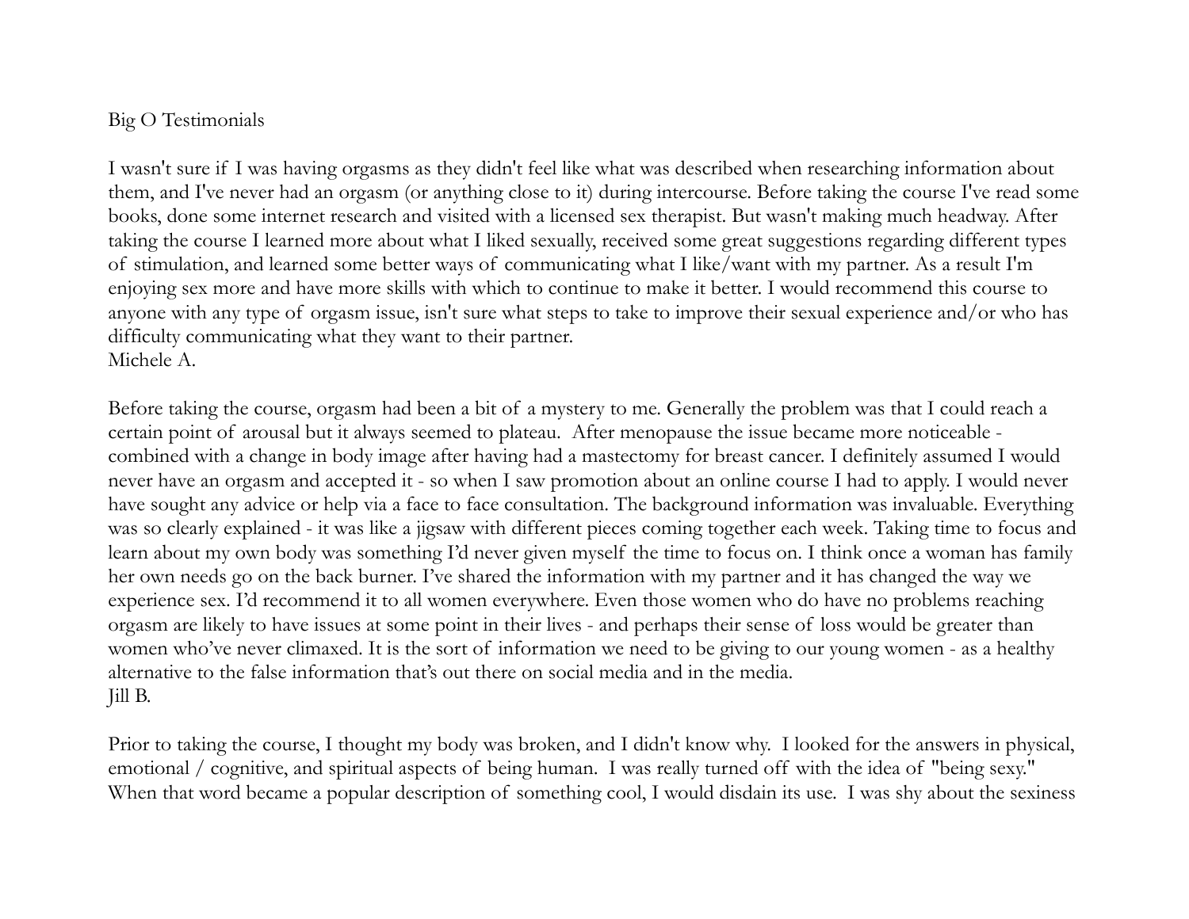Big O Testimonials

I wasn't sure if I was having orgasms as they didn't feel like what was described when researching information about them, and I've never had an orgasm (or anything close to it) during intercourse. Before taking the course I've read some books, done some internet research and visited with a licensed sex therapist. But wasn't making much headway. After taking the course I learned more about what I liked sexually, received some great suggestions regarding different types of stimulation, and learned some better ways of communicating what I like/want with my partner. As a result I'm enjoying sex more and have more skills with which to continue to make it better. I would recommend this course to anyone with any type of orgasm issue, isn't sure what steps to take to improve their sexual experience and/or who has difficulty communicating what they want to their partner.
Michele A.

Before taking the course, orgasm had been a bit of a mystery to me. Generally the problem was that I could reach a certain point of arousal but it always seemed to plateau. After menopause the issue became more noticeable - combined with a change in body image after having had a mastectomy for breast cancer. I definitely assumed I would never have an orgasm and accepted it - so when I saw promotion about an online course I had to apply. I would never have sought any advice or help via a face to face consultation. The background information was invaluable. Everything was so clearly explained - it was like a jigsaw with different pieces coming together each week. Taking time to focus and learn about my own body was something I'd never given myself the time to focus on. I think once a woman has family her own needs go on the back burner. I've shared the information with my partner and it has changed the way we experience sex. I'd recommend it to all women everywhere. Even those women who do have no problems reaching orgasm are likely to have issues at some point in their lives - and perhaps their sense of loss would be greater than women who've never climaxed. It is the sort of information we need to be giving to our young women - as a healthy alternative to the false information that's out there on social media and in the media.
Jill B.

Prior to taking the course, I thought my body was broken, and I didn't know why. I looked for the answers in physical, emotional / cognitive, and spiritual aspects of being human. I was really turned off with the idea of "being sexy." When that word became a popular description of something cool, I would disdain its use. I was shy about the sexiness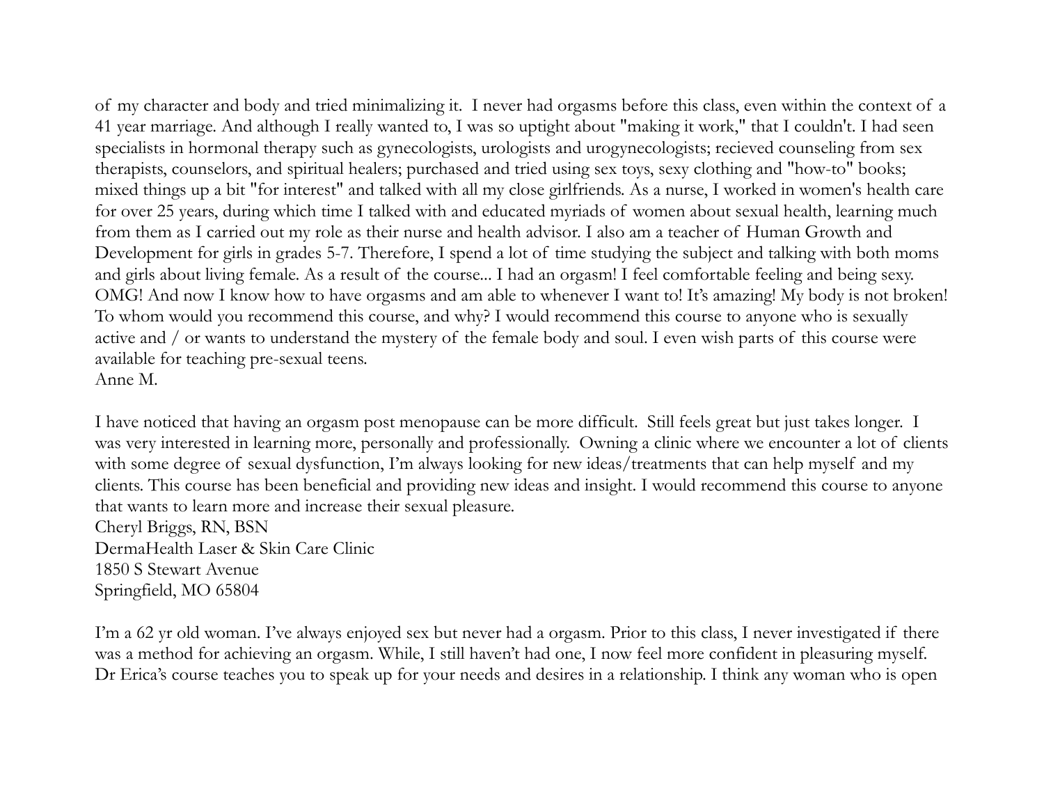of my character and body and tried minimalizing it. I never had orgasms before this class, even within the context of a 41 year marriage. And although I really wanted to, I was so uptight about "making it work," that I couldn't. I had seen specialists in hormonal therapy such as gynecologists, urologists and urogynecologists; recieved counseling from sex therapists, counselors, and spiritual healers; purchased and tried using sex toys, sexy clothing and "how-to" books; mixed things up a bit "for interest" and talked with all my close girlfriends. As a nurse, I worked in women's health care for over 25 years, during which time I talked with and educated myriads of women about sexual health, learning much from them as I carried out my role as their nurse and health advisor. I also am a teacher of Human Growth and Development for girls in grades 5-7. Therefore, I spend a lot of time studying the subject and talking with both moms and girls about living female. As a result of the course... I had an orgasm! I feel comfortable feeling and being sexy. OMG! And now I know how to have orgasms and am able to whenever I want to! It's amazing! My body is not broken! To whom would you recommend this course, and why? I would recommend this course to anyone who is sexually active and / or wants to understand the mystery of the female body and soul. I even wish parts of this course were available for teaching pre-sexual teens.
Anne M.

I have noticed that having an orgasm post menopause can be more difficult. Still feels great but just takes longer. I was very interested in learning more, personally and professionally. Owning a clinic where we encounter a lot of clients with some degree of sexual dysfunction, I'm always looking for new ideas/treatments that can help myself and my clients. This course has been beneficial and providing new ideas and insight. I would recommend this course to anyone that wants to learn more and increase their sexual pleasure.
Cheryl Briggs, RN, BSN
DermaHealth Laser & Skin Care Clinic
1850 S Stewart Avenue
Springfield, MO 65804

I'm a 62 yr old woman. I've always enjoyed sex but never had a orgasm. Prior to this class, I never investigated if there was a method for achieving an orgasm. While, I still haven't had one, I now feel more confident in pleasuring myself. Dr Erica's course teaches you to speak up for your needs and desires in a relationship. I think any woman who is open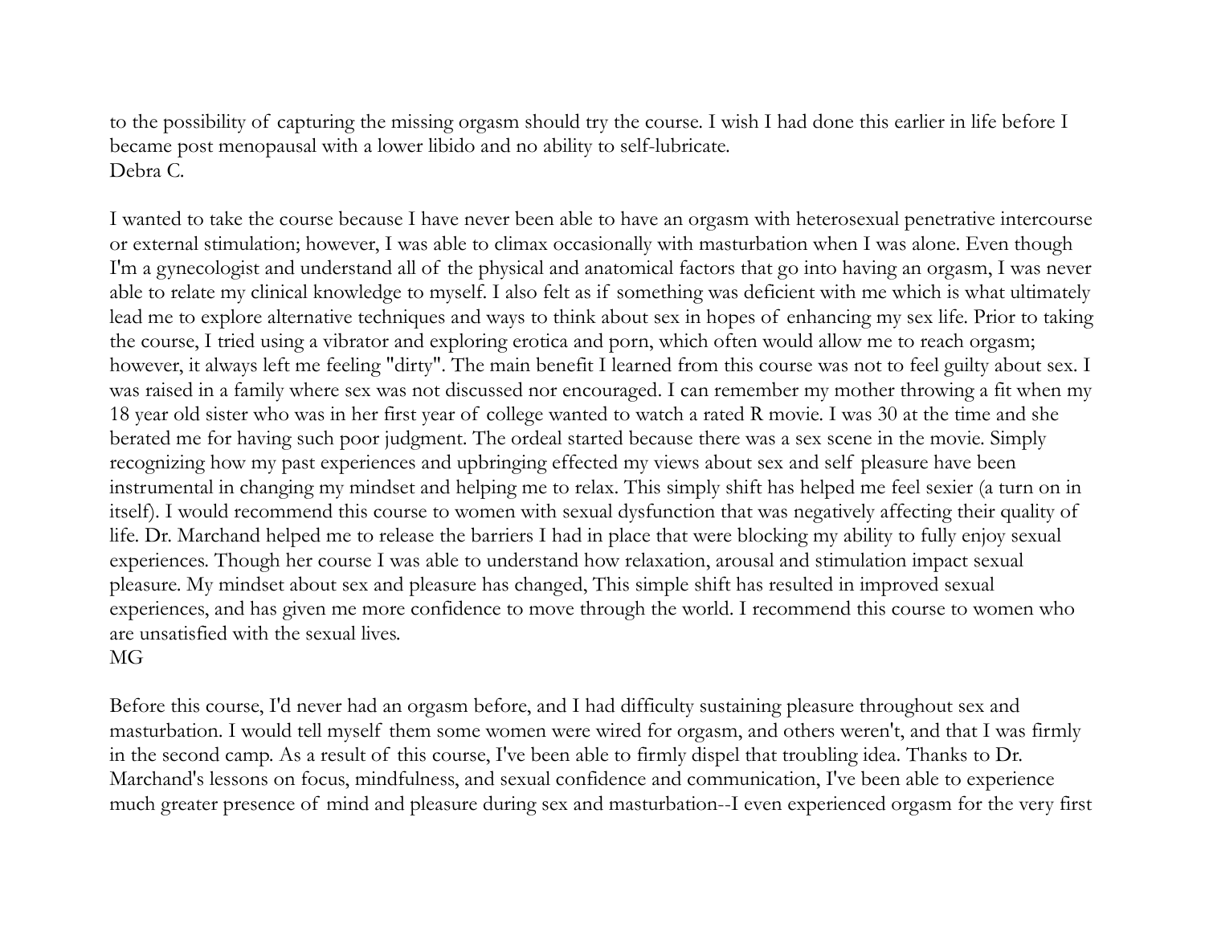to the possibility of capturing the missing orgasm should try the course. I wish I had done this earlier in life before I became post menopausal with a lower libido and no ability to self-lubricate.
Debra C.

I wanted to take the course because I have never been able to have an orgasm with heterosexual penetrative intercourse or external stimulation; however, I was able to climax occasionally with masturbation when I was alone. Even though I'm a gynecologist and understand all of the physical and anatomical factors that go into having an orgasm, I was never able to relate my clinical knowledge to myself. I also felt as if something was deficient with me which is what ultimately lead me to explore alternative techniques and ways to think about sex in hopes of enhancing my sex life. Prior to taking the course, I tried using a vibrator and exploring erotica and porn, which often would allow me to reach orgasm; however, it always left me feeling "dirty". The main benefit I learned from this course was not to feel guilty about sex. I was raised in a family where sex was not discussed nor encouraged. I can remember my mother throwing a fit when my 18 year old sister who was in her first year of college wanted to watch a rated R movie. I was 30 at the time and she berated me for having such poor judgment. The ordeal started because there was a sex scene in the movie. Simply recognizing how my past experiences and upbringing effected my views about sex and self pleasure have been instrumental in changing my mindset and helping me to relax. This simply shift has helped me feel sexier (a turn on in itself). I would recommend this course to women with sexual dysfunction that was negatively affecting their quality of life. Dr. Marchand helped me to release the barriers I had in place that were blocking my ability to fully enjoy sexual experiences. Though her course I was able to understand how relaxation, arousal and stimulation impact sexual pleasure. My mindset about sex and pleasure has changed, This simple shift has resulted in improved sexual experiences, and has given me more confidence to move through the world. I recommend this course to women who are unsatisfied with the sexual lives.
MG

Before this course, I'd never had an orgasm before, and I had difficulty sustaining pleasure throughout sex and masturbation. I would tell myself them some women were wired for orgasm, and others weren't, and that I was firmly in the second camp. As a result of this course, I've been able to firmly dispel that troubling idea. Thanks to Dr. Marchand's lessons on focus, mindfulness, and sexual confidence and communication, I've been able to experience much greater presence of mind and pleasure during sex and masturbation--I even experienced orgasm for the very first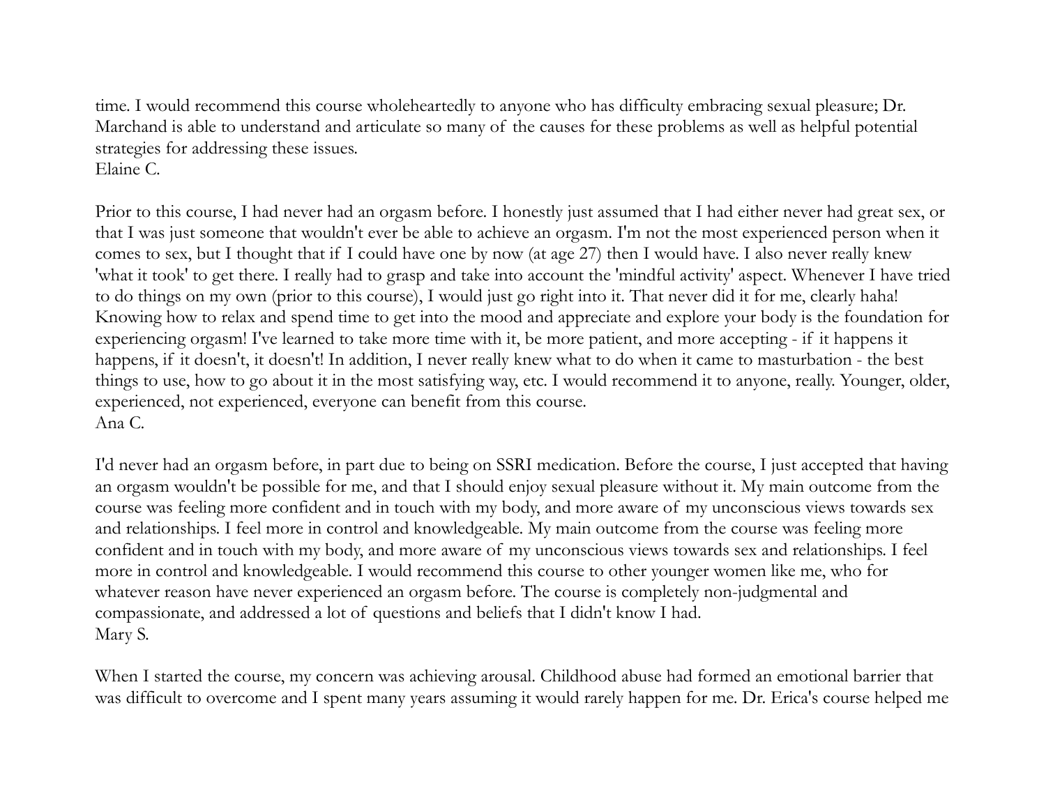time. I would recommend this course wholeheartedly to anyone who has difficulty embracing sexual pleasure; Dr. Marchand is able to understand and articulate so many of the causes for these problems as well as helpful potential strategies for addressing these issues.
Elaine C.

Prior to this course, I had never had an orgasm before. I honestly just assumed that I had either never had great sex, or that I was just someone that wouldn't ever be able to achieve an orgasm. I'm not the most experienced person when it comes to sex, but I thought that if I could have one by now (at age 27) then I would have. I also never really knew 'what it took' to get there. I really had to grasp and take into account the 'mindful activity' aspect. Whenever I have tried to do things on my own (prior to this course), I would just go right into it. That never did it for me, clearly haha! Knowing how to relax and spend time to get into the mood and appreciate and explore your body is the foundation for experiencing orgasm! I've learned to take more time with it, be more patient, and more accepting - if it happens it happens, if it doesn't, it doesn't! In addition, I never really knew what to do when it came to masturbation - the best things to use, how to go about it in the most satisfying way, etc. I would recommend it to anyone, really. Younger, older, experienced, not experienced, everyone can benefit from this course.
Ana C.

I'd never had an orgasm before, in part due to being on SSRI medication. Before the course, I just accepted that having an orgasm wouldn't be possible for me, and that I should enjoy sexual pleasure without it. My main outcome from the course was feeling more confident and in touch with my body, and more aware of my unconscious views towards sex and relationships. I feel more in control and knowledgeable. My main outcome from the course was feeling more confident and in touch with my body, and more aware of my unconscious views towards sex and relationships. I feel more in control and knowledgeable. I would recommend this course to other younger women like me, who for whatever reason have never experienced an orgasm before. The course is completely non-judgmental and compassionate, and addressed a lot of questions and beliefs that I didn't know I had.
Mary S.

When I started the course, my concern was achieving arousal. Childhood abuse had formed an emotional barrier that was difficult to overcome and I spent many years assuming it would rarely happen for me. Dr. Erica's course helped me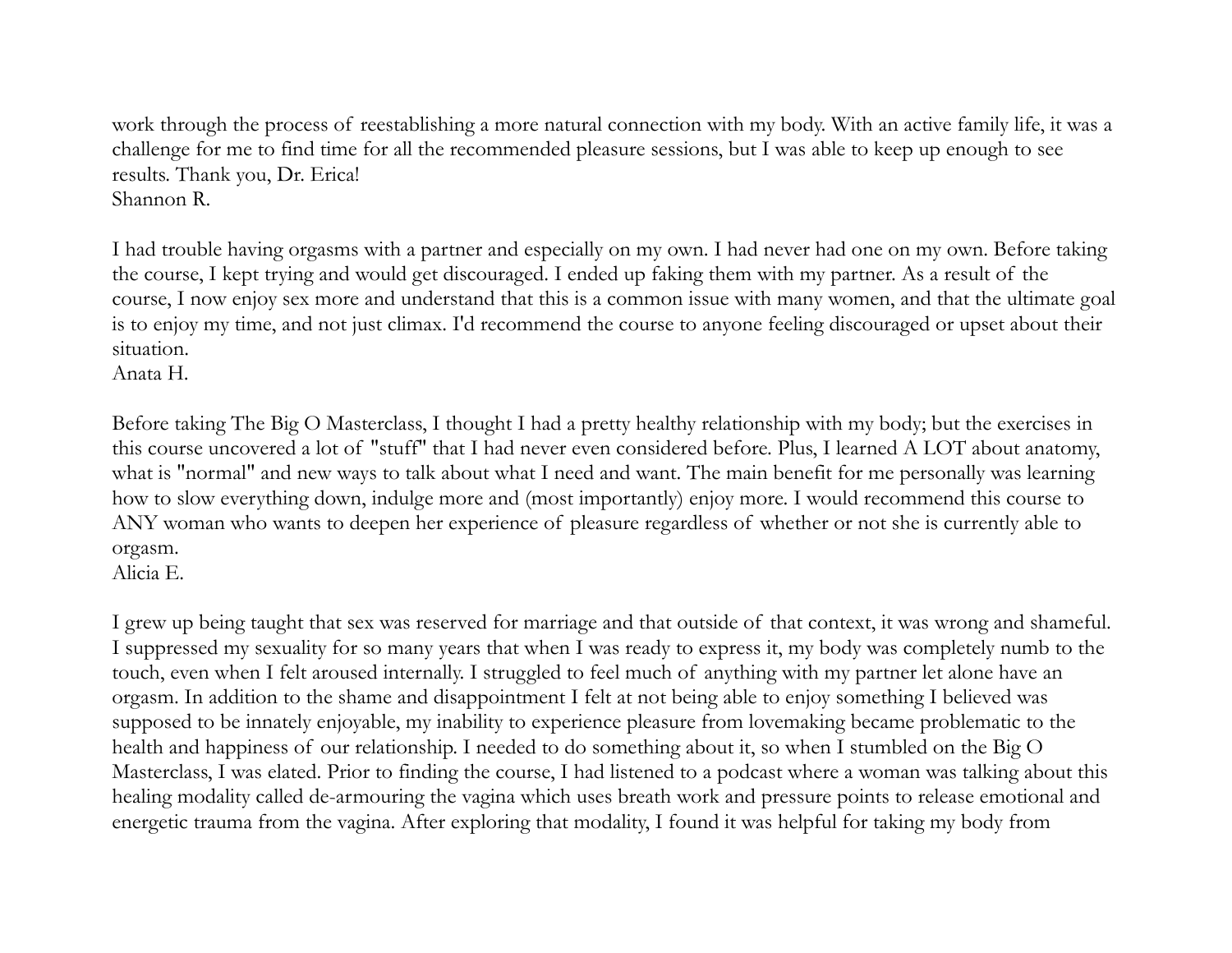work through the process of reestablishing a more natural connection with my body. With an active family life, it was a challenge for me to find time for all the recommended pleasure sessions, but I was able to keep up enough to see results. Thank you, Dr. Erica!
Shannon R.

I had trouble having orgasms with a partner and especially on my own. I had never had one on my own. Before taking the course, I kept trying and would get discouraged. I ended up faking them with my partner. As a result of the course, I now enjoy sex more and understand that this is a common issue with many women, and that the ultimate goal is to enjoy my time, and not just climax. I'd recommend the course to anyone feeling discouraged or upset about their situation.
Anata H.

Before taking The Big O Masterclass, I thought I had a pretty healthy relationship with my body; but the exercises in this course uncovered a lot of "stuff" that I had never even considered before. Plus, I learned A LOT about anatomy, what is "normal" and new ways to talk about what I need and want. The main benefit for me personally was learning how to slow everything down, indulge more and (most importantly) enjoy more. I would recommend this course to ANY woman who wants to deepen her experience of pleasure regardless of whether or not she is currently able to orgasm.
Alicia E.

I grew up being taught that sex was reserved for marriage and that outside of that context, it was wrong and shameful. I suppressed my sexuality for so many years that when I was ready to express it, my body was completely numb to the touch, even when I felt aroused internally. I struggled to feel much of anything with my partner let alone have an orgasm. In addition to the shame and disappointment I felt at not being able to enjoy something I believed was supposed to be innately enjoyable, my inability to experience pleasure from lovemaking became problematic to the health and happiness of our relationship. I needed to do something about it, so when I stumbled on the Big O Masterclass, I was elated. Prior to finding the course, I had listened to a podcast where a woman was talking about this healing modality called de-armouring the vagina which uses breath work and pressure points to release emotional and energetic trauma from the vagina. After exploring that modality, I found it was helpful for taking my body from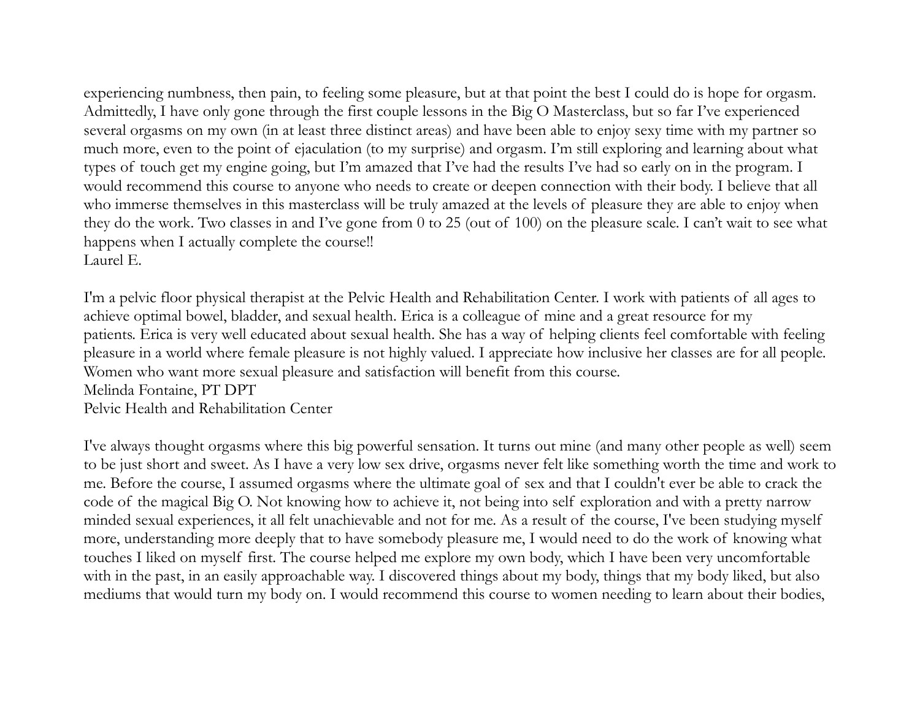experiencing numbness, then pain, to feeling some pleasure, but at that point the best I could do is hope for orgasm. Admittedly, I have only gone through the first couple lessons in the Big O Masterclass, but so far I've experienced several orgasms on my own (in at least three distinct areas) and have been able to enjoy sexy time with my partner so much more, even to the point of ejaculation (to my surprise) and orgasm. I'm still exploring and learning about what types of touch get my engine going, but I'm amazed that I've had the results I've had so early on in the program. I would recommend this course to anyone who needs to create or deepen connection with their body. I believe that all who immerse themselves in this masterclass will be truly amazed at the levels of pleasure they are able to enjoy when they do the work. Two classes in and I've gone from 0 to 25 (out of 100) on the pleasure scale. I can't wait to see what happens when I actually complete the course!!
Laurel E.

I'm a pelvic floor physical therapist at the Pelvic Health and Rehabilitation Center. I work with patients of all ages to achieve optimal bowel, bladder, and sexual health. Erica is a colleague of mine and a great resource for my patients. Erica is very well educated about sexual health. She has a way of helping clients feel comfortable with feeling pleasure in a world where female pleasure is not highly valued. I appreciate how inclusive her classes are for all people. Women who want more sexual pleasure and satisfaction will benefit from this course.
Melinda Fontaine, PT DPT
Pelvic Health and Rehabilitation Center

I've always thought orgasms where this big powerful sensation. It turns out mine (and many other people as well) seem to be just short and sweet. As I have a very low sex drive, orgasms never felt like something worth the time and work to me. Before the course, I assumed orgasms where the ultimate goal of sex and that I couldn't ever be able to crack the code of the magical Big O. Not knowing how to achieve it, not being into self exploration and with a pretty narrow minded sexual experiences, it all felt unachievable and not for me. As a result of the course, I've been studying myself more, understanding more deeply that to have somebody pleasure me, I would need to do the work of knowing what touches I liked on myself first. The course helped me explore my own body, which I have been very uncomfortable with in the past, in an easily approachable way. I discovered things about my body, things that my body liked, but also mediums that would turn my body on. I would recommend this course to women needing to learn about their bodies,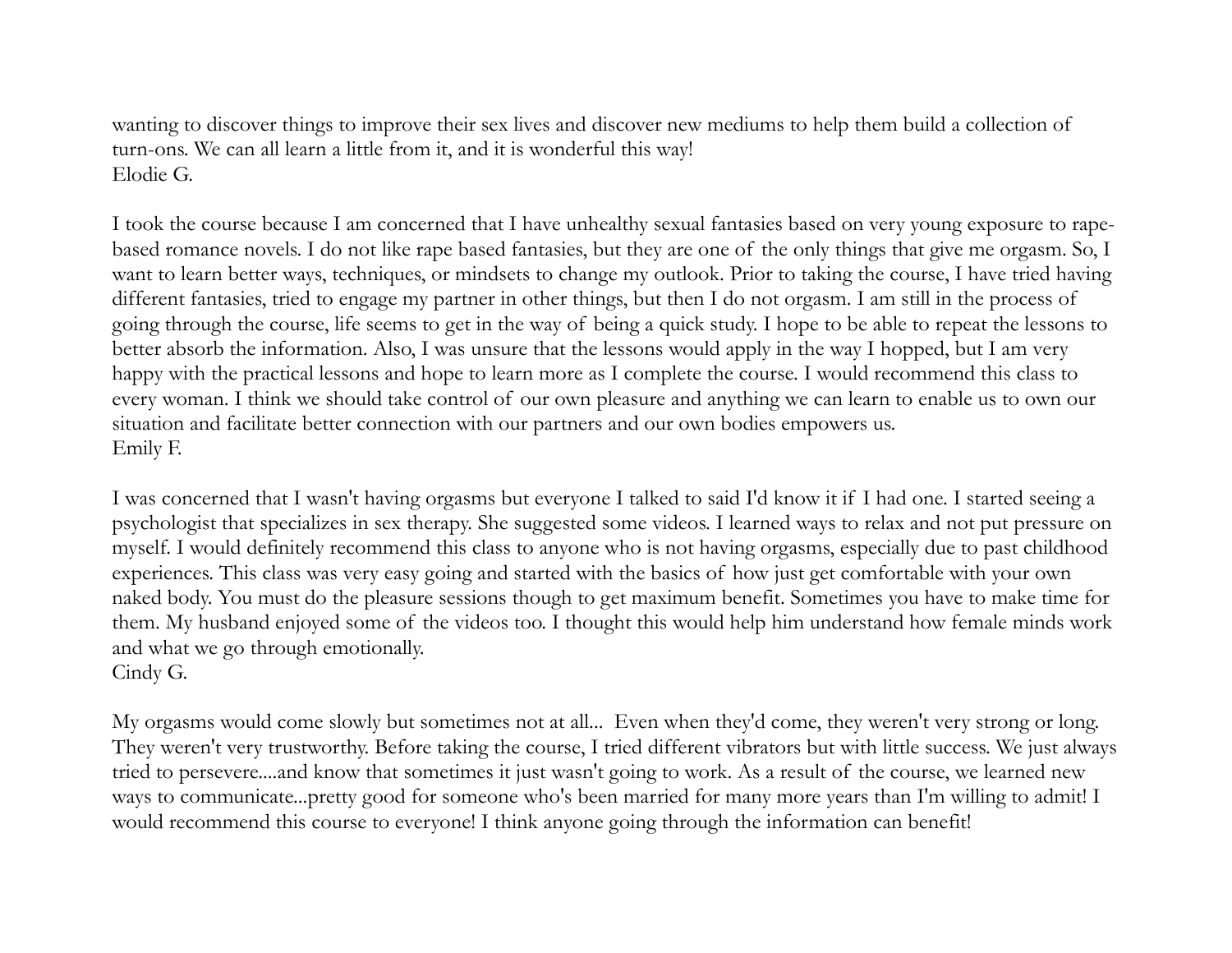wanting to discover things to improve their sex lives and discover new mediums to help them build a collection of turn-ons. We can all learn a little from it, and it is wonderful this way!
Elodie G.

I took the course because I am concerned that I have unhealthy sexual fantasies based on very young exposure to rape-based romance novels. I do not like rape based fantasies, but they are one of the only things that give me orgasm. So, I want to learn better ways, techniques, or mindsets to change my outlook. Prior to taking the course, I have tried having different fantasies, tried to engage my partner in other things, but then I do not orgasm. I am still in the process of going through the course, life seems to get in the way of being a quick study. I hope to be able to repeat the lessons to better absorb the information. Also, I was unsure that the lessons would apply in the way I hopped, but I am very happy with the practical lessons and hope to learn more as I complete the course. I would recommend this class to every woman. I think we should take control of our own pleasure and anything we can learn to enable us to own our situation and facilitate better connection with our partners and our own bodies empowers us.
Emily F.

I was concerned that I wasn't having orgasms but everyone I talked to said I'd know it if I had one. I started seeing a psychologist that specializes in sex therapy. She suggested some videos. I learned ways to relax and not put pressure on myself. I would definitely recommend this class to anyone who is not having orgasms, especially due to past childhood experiences. This class was very easy going and started with the basics of how just get comfortable with your own naked body. You must do the pleasure sessions though to get maximum benefit. Sometimes you have to make time for them. My husband enjoyed some of the videos too. I thought this would help him understand how female minds work and what we go through emotionally.
Cindy G.

My orgasms would come slowly but sometimes not at all... Even when they'd come, they weren't very strong or long. They weren't very trustworthy. Before taking the course, I tried different vibrators but with little success. We just always tried to persevere....and know that sometimes it just wasn't going to work. As a result of the course, we learned new ways to communicate...pretty good for someone who's been married for many more years than I'm willing to admit! I would recommend this course to everyone! I think anyone going through the information can benefit!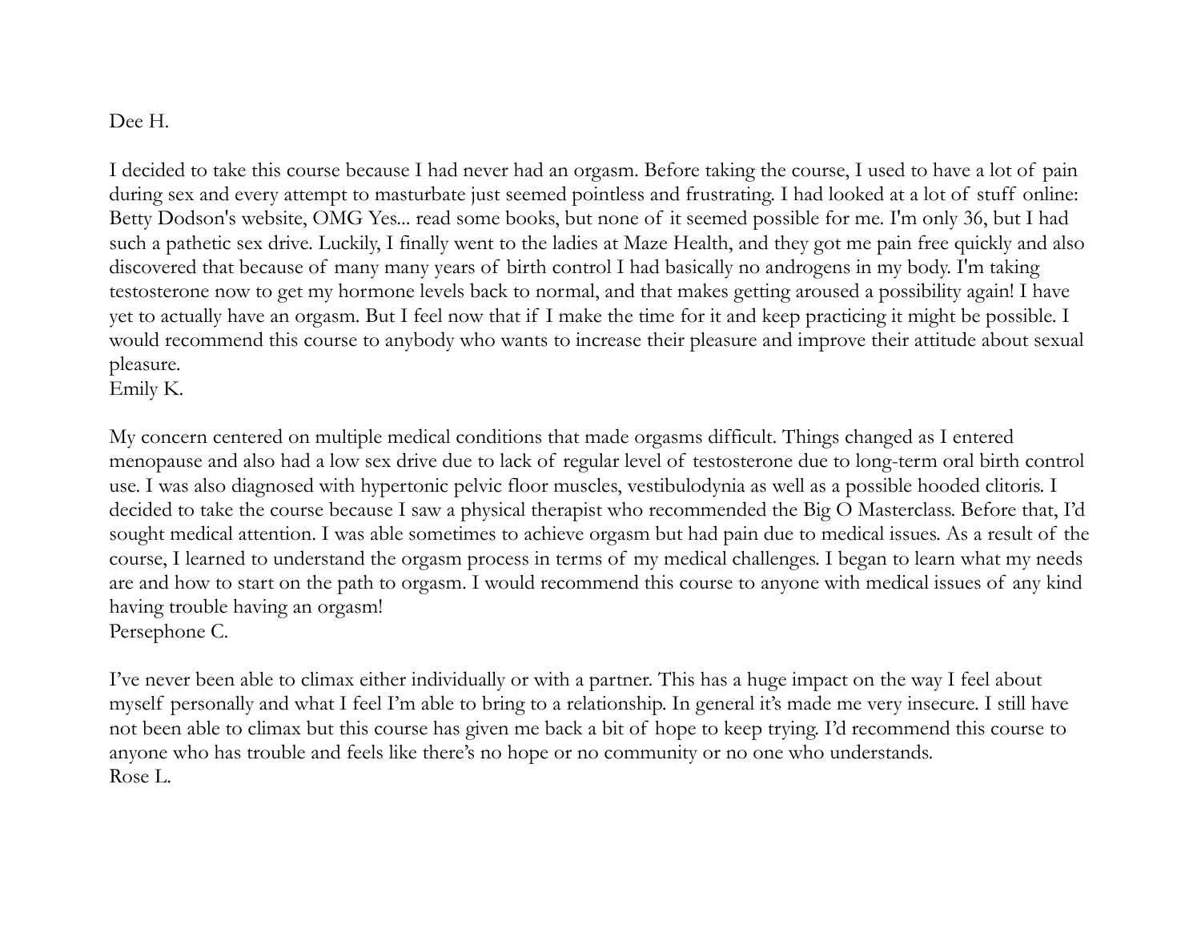Dee H.

I decided to take this course because I had never had an orgasm. Before taking the course, I used to have a lot of pain during sex and every attempt to masturbate just seemed pointless and frustrating. I had looked at a lot of stuff online: Betty Dodson's website, OMG Yes... read some books, but none of it seemed possible for me. I'm only 36, but I had such a pathetic sex drive. Luckily, I finally went to the ladies at Maze Health, and they got me pain free quickly and also discovered that because of many many years of birth control I had basically no androgens in my body. I'm taking testosterone now to get my hormone levels back to normal, and that makes getting aroused a possibility again! I have yet to actually have an orgasm. But I feel now that if I make the time for it and keep practicing it might be possible. I would recommend this course to anybody who wants to increase their pleasure and improve their attitude about sexual pleasure.
Emily K.

My concern centered on multiple medical conditions that made orgasms difficult. Things changed as I entered menopause and also had a low sex drive due to lack of regular level of testosterone due to long-term oral birth control use. I was also diagnosed with hypertonic pelvic floor muscles, vestibulodynia as well as a possible hooded clitoris. I decided to take the course because I saw a physical therapist who recommended the Big O Masterclass. Before that, I'd sought medical attention. I was able sometimes to achieve orgasm but had pain due to medical issues. As a result of the course, I learned to understand the orgasm process in terms of my medical challenges. I began to learn what my needs are and how to start on the path to orgasm. I would recommend this course to anyone with medical issues of any kind having trouble having an orgasm!
Persephone C.

I've never been able to climax either individually or with a partner. This has a huge impact on the way I feel about myself personally and what I feel I'm able to bring to a relationship. In general it's made me very insecure. I still have not been able to climax but this course has given me back a bit of hope to keep trying. I'd recommend this course to anyone who has trouble and feels like there's no hope or no community or no one who understands.
Rose L.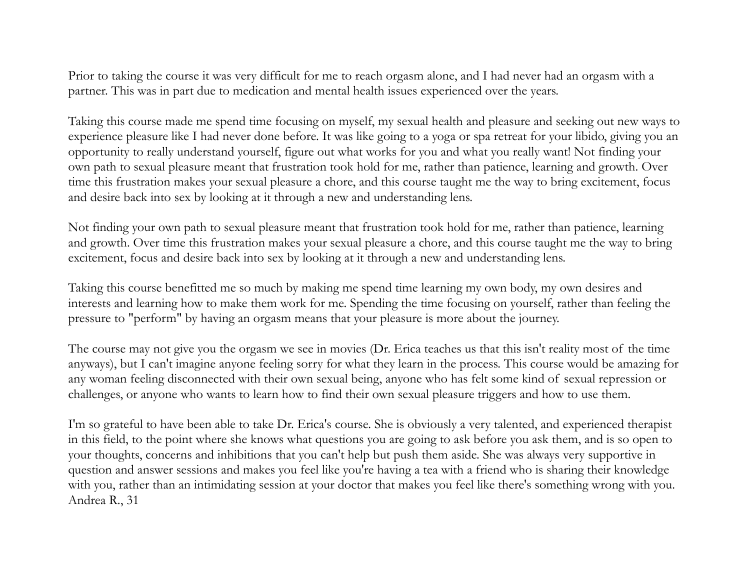Prior to taking the course it was very difficult for me to reach orgasm alone, and I had never had an orgasm with a partner. This was in part due to medication and mental health issues experienced over the years.

Taking this course made me spend time focusing on myself, my sexual health and pleasure and seeking out new ways to experience pleasure like I had never done before. It was like going to a yoga or spa retreat for your libido, giving you an opportunity to really understand yourself, figure out what works for you and what you really want! Not finding your own path to sexual pleasure meant that frustration took hold for me, rather than patience, learning and growth. Over time this frustration makes your sexual pleasure a chore, and this course taught me the way to bring excitement, focus and desire back into sex by looking at it through a new and understanding lens.

Not finding your own path to sexual pleasure meant that frustration took hold for me, rather than patience, learning and growth. Over time this frustration makes your sexual pleasure a chore, and this course taught me the way to bring excitement, focus and desire back into sex by looking at it through a new and understanding lens.

Taking this course benefitted me so much by making me spend time learning my own body, my own desires and interests and learning how to make them work for me. Spending the time focusing on yourself, rather than feeling the pressure to "perform" by having an orgasm means that your pleasure is more about the journey.

The course may not give you the orgasm we see in movies (Dr. Erica teaches us that this isn't reality most of the time anyways), but I can't imagine anyone feeling sorry for what they learn in the process. This course would be amazing for any woman feeling disconnected with their own sexual being, anyone who has felt some kind of sexual repression or challenges, or anyone who wants to learn how to find their own sexual pleasure triggers and how to use them.

I'm so grateful to have been able to take Dr. Erica's course. She is obviously a very talented, and experienced therapist in this field, to the point where she knows what questions you are going to ask before you ask them, and is so open to your thoughts, concerns and inhibitions that you can't help but push them aside. She was always very supportive in question and answer sessions and makes you feel like you're having a tea with a friend who is sharing their knowledge with you, rather than an intimidating session at your doctor that makes you feel like there's something wrong with you.
Andrea R., 31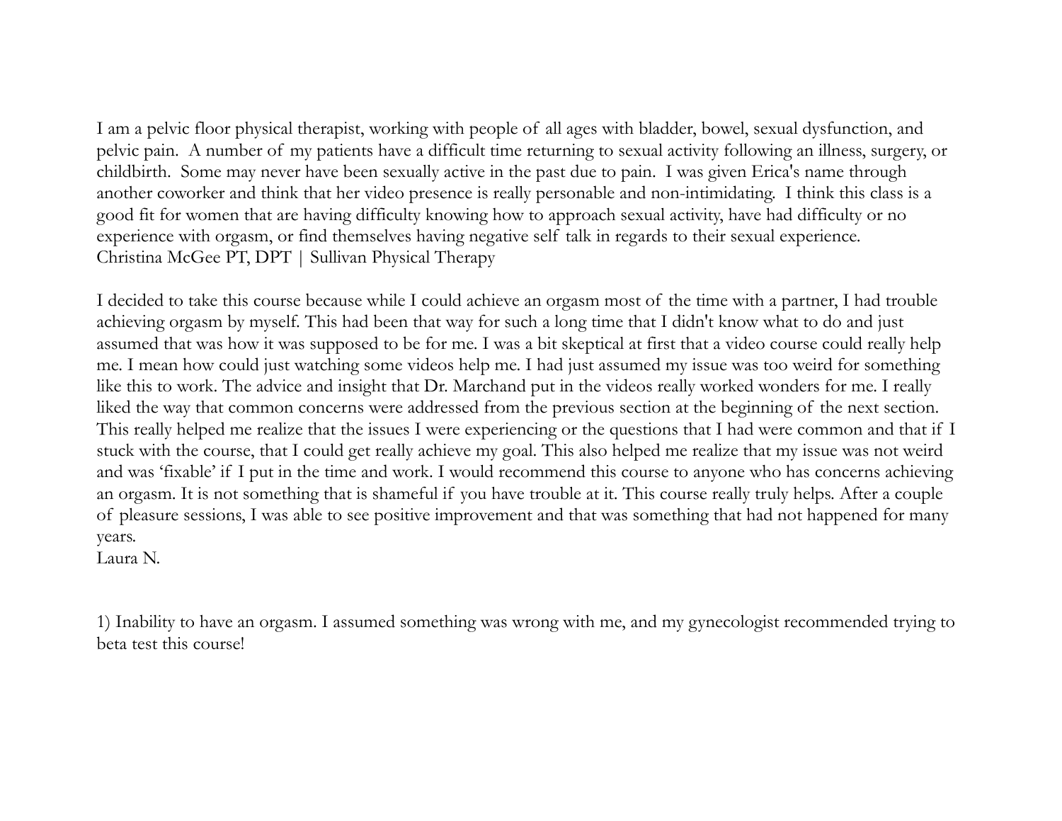I am a pelvic floor physical therapist, working with people of all ages with bladder, bowel, sexual dysfunction, and pelvic pain. A number of my patients have a difficult time returning to sexual activity following an illness, surgery, or childbirth. Some may never have been sexually active in the past due to pain. I was given Erica's name through another coworker and think that her video presence is really personable and non-intimidating. I think this class is a good fit for women that are having difficulty knowing how to approach sexual activity, have had difficulty or no experience with orgasm, or find themselves having negative self talk in regards to their sexual experience.
Christina McGee PT, DPT | Sullivan Physical Therapy

I decided to take this course because while I could achieve an orgasm most of the time with a partner, I had trouble achieving orgasm by myself. This had been that way for such a long time that I didn't know what to do and just assumed that was how it was supposed to be for me. I was a bit skeptical at first that a video course could really help me. I mean how could just watching some videos help me. I had just assumed my issue was too weird for something like this to work. The advice and insight that Dr. Marchand put in the videos really worked wonders for me. I really liked the way that common concerns were addressed from the previous section at the beginning of the next section. This really helped me realize that the issues I were experiencing or the questions that I had were common and that if I stuck with the course, that I could get really achieve my goal. This also helped me realize that my issue was not weird and was 'fixable' if I put in the time and work. I would recommend this course to anyone who has concerns achieving an orgasm. It is not something that is shameful if you have trouble at it. This course really truly helps. After a couple of pleasure sessions, I was able to see positive improvement and that was something that had not happened for many years.
Laura N.

1) Inability to have an orgasm. I assumed something was wrong with me, and my gynecologist recommended trying to beta test this course!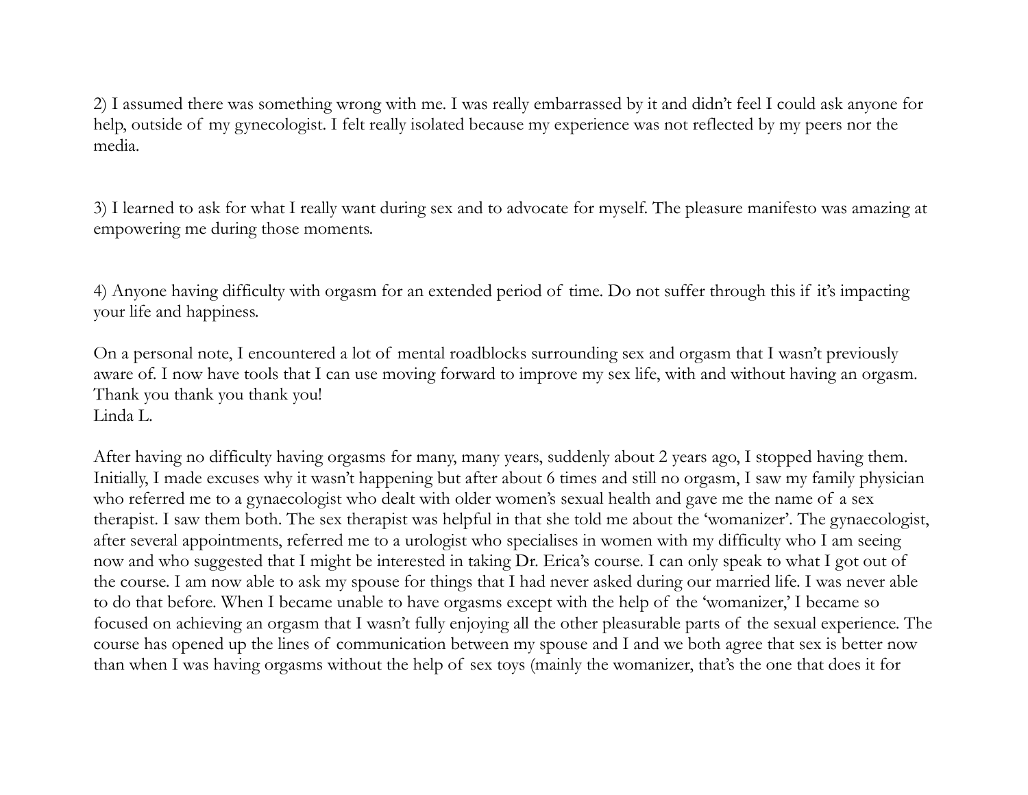2) I assumed there was something wrong with me. I was really embarrassed by it and didn't feel I could ask anyone for help, outside of my gynecologist. I felt really isolated because my experience was not reflected by my peers nor the media.

3) I learned to ask for what I really want during sex and to advocate for myself. The pleasure manifesto was amazing at empowering me during those moments.

4) Anyone having difficulty with orgasm for an extended period of time. Do not suffer through this if it's impacting your life and happiness.

On a personal note, I encountered a lot of mental roadblocks surrounding sex and orgasm that I wasn't previously aware of. I now have tools that I can use moving forward to improve my sex life, with and without having an orgasm. Thank you thank you thank you!
Linda L.

After having no difficulty having orgasms for many, many years, suddenly about 2 years ago, I stopped having them. Initially, I made excuses why it wasn't happening but after about 6 times and still no orgasm, I saw my family physician who referred me to a gynaecologist who dealt with older women's sexual health and gave me the name of a sex therapist. I saw them both. The sex therapist was helpful in that she told me about the 'womanizer'. The gynaecologist, after several appointments, referred me to a urologist who specialises in women with my difficulty who I am seeing now and who suggested that I might be interested in taking Dr. Erica's course. I can only speak to what I got out of the course. I am now able to ask my spouse for things that I had never asked during our married life. I was never able to do that before. When I became unable to have orgasms except with the help of the 'womanizer,' I became so focused on achieving an orgasm that I wasn't fully enjoying all the other pleasurable parts of the sexual experience. The course has opened up the lines of communication between my spouse and I and we both agree that sex is better now than when I was having orgasms without the help of sex toys (mainly the womanizer, that's the one that does it for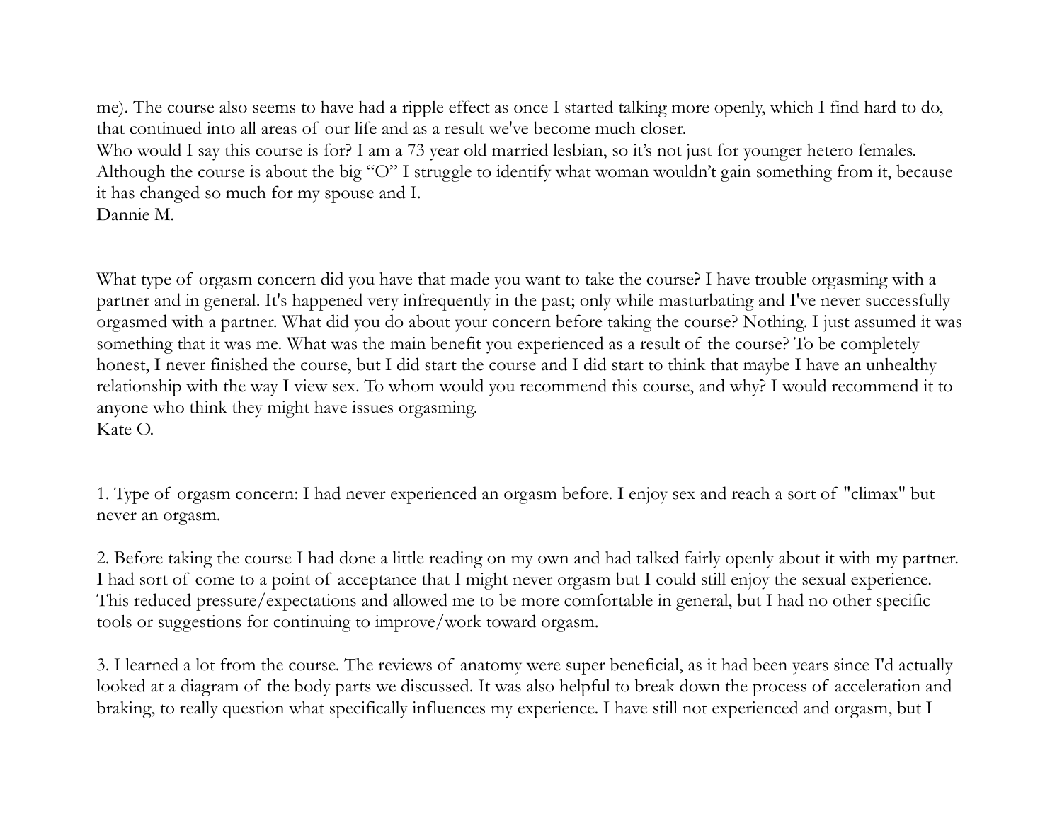me). The course also seems to have had a ripple effect as once I started talking more openly, which I find hard to do, that continued into all areas of our life and as a result we've become much closer.
Who would I say this course is for? I am a 73 year old married lesbian, so it's not just for younger hetero females. Although the course is about the big "O" I struggle to identify what woman wouldn't gain something from it, because it has changed so much for my spouse and I.
Dannie M.

What type of orgasm concern did you have that made you want to take the course? I have trouble orgasming with a partner and in general. It's happened very infrequently in the past; only while masturbating and I've never successfully orgasmed with a partner. What did you do about your concern before taking the course? Nothing. I just assumed it was something that it was me. What was the main benefit you experienced as a result of the course? To be completely honest, I never finished the course, but I did start the course and I did start to think that maybe I have an unhealthy relationship with the way I view sex. To whom would you recommend this course, and why? I would recommend it to anyone who think they might have issues orgasming.
Kate O.

1. Type of orgasm concern: I had never experienced an orgasm before. I enjoy sex and reach a sort of "climax" but never an orgasm.

2. Before taking the course I had done a little reading on my own and had talked fairly openly about it with my partner. I had sort of come to a point of acceptance that I might never orgasm but I could still enjoy the sexual experience. This reduced pressure/expectations and allowed me to be more comfortable in general, but I had no other specific tools or suggestions for continuing to improve/work toward orgasm.

3. I learned a lot from the course. The reviews of anatomy were super beneficial, as it had been years since I'd actually looked at a diagram of the body parts we discussed. It was also helpful to break down the process of acceleration and braking, to really question what specifically influences my experience. I have still not experienced and orgasm, but I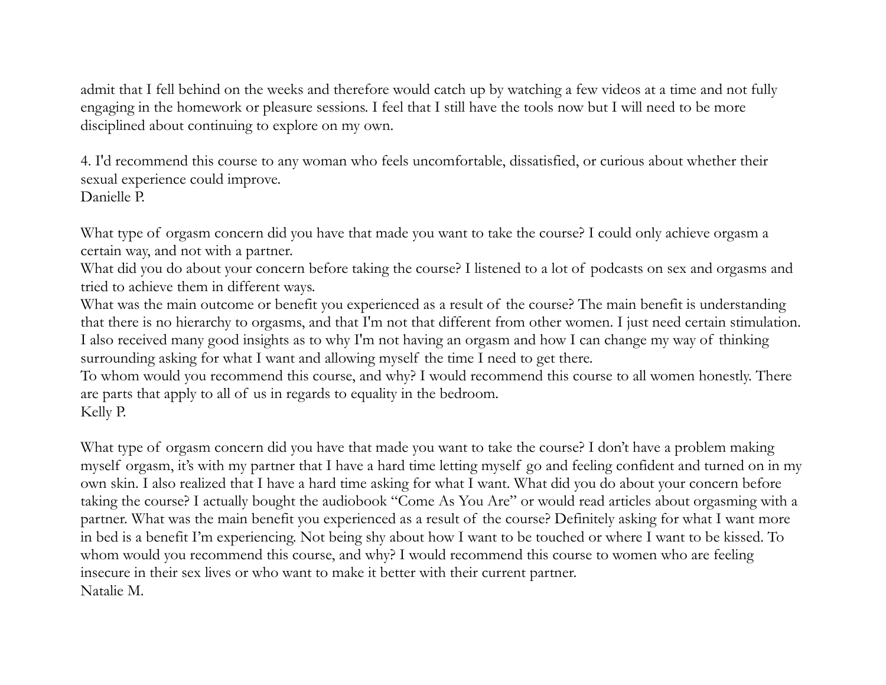admit that I fell behind on the weeks and therefore would catch up by watching a few videos at a time and not fully engaging in the homework or pleasure sessions. I feel that I still have the tools now but I will need to be more disciplined about continuing to explore on my own.

4. I'd recommend this course to any woman who feels uncomfortable, dissatisfied, or curious about whether their sexual experience could improve.
Danielle P.

What type of orgasm concern did you have that made you want to take the course? I could only achieve orgasm a certain way, and not with a partner.
What did you do about your concern before taking the course? I listened to a lot of podcasts on sex and orgasms and tried to achieve them in different ways.
What was the main outcome or benefit you experienced as a result of the course? The main benefit is understanding that there is no hierarchy to orgasms, and that I'm not that different from other women. I just need certain stimulation. I also received many good insights as to why I'm not having an orgasm and how I can change my way of thinking surrounding asking for what I want and allowing myself the time I need to get there.
To whom would you recommend this course, and why? I would recommend this course to all women honestly. There are parts that apply to all of us in regards to equality in the bedroom.
Kelly P.

What type of orgasm concern did you have that made you want to take the course? I don't have a problem making myself orgasm, it's with my partner that I have a hard time letting myself go and feeling confident and turned on in my own skin. I also realized that I have a hard time asking for what I want. What did you do about your concern before taking the course? I actually bought the audiobook "Come As You Are" or would read articles about orgasming with a partner. What was the main benefit you experienced as a result of the course? Definitely asking for what I want more in bed is a benefit I'm experiencing. Not being shy about how I want to be touched or where I want to be kissed. To whom would you recommend this course, and why? I would recommend this course to women who are feeling insecure in their sex lives or who want to make it better with their current partner.
Natalie M.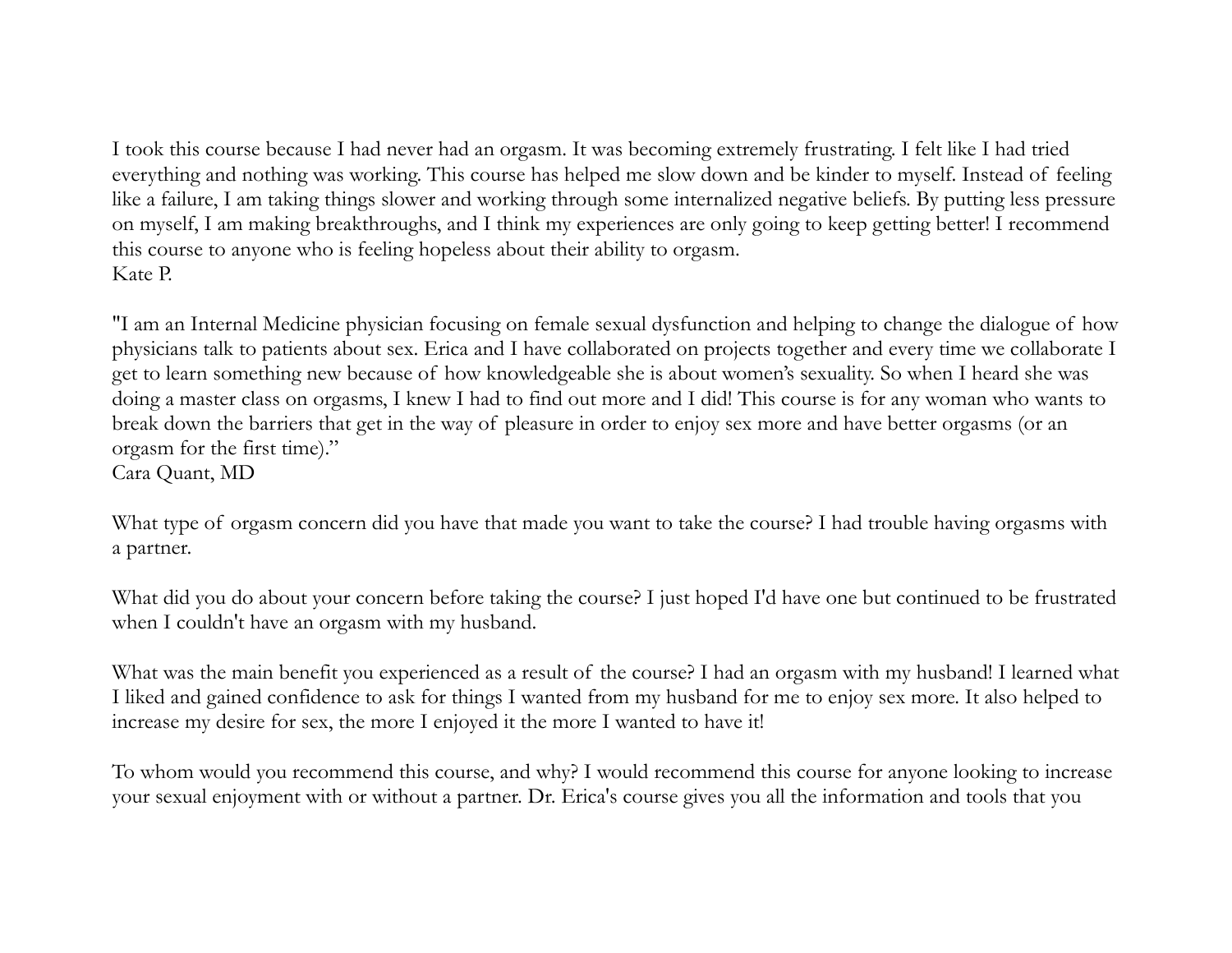I took this course because I had never had an orgasm. It was becoming extremely frustrating. I felt like I had tried everything and nothing was working. This course has helped me slow down and be kinder to myself. Instead of feeling like a failure, I am taking things slower and working through some internalized negative beliefs. By putting less pressure on myself, I am making breakthroughs, and I think my experiences are only going to keep getting better! I recommend this course to anyone who is feeling hopeless about their ability to orgasm.
Kate P.

"I am an Internal Medicine physician focusing on female sexual dysfunction and helping to change the dialogue of how physicians talk to patients about sex. Erica and I have collaborated on projects together and every time we collaborate I get to learn something new because of how knowledgeable she is about women's sexuality. So when I heard she was doing a master class on orgasms, I knew I had to find out more and I did! This course is for any woman who wants to break down the barriers that get in the way of pleasure in order to enjoy sex more and have better orgasms (or an orgasm for the first time)."
Cara Quant, MD

What type of orgasm concern did you have that made you want to take the course? I had trouble having orgasms with a partner.

What did you do about your concern before taking the course? I just hoped I'd have one but continued to be frustrated when I couldn't have an orgasm with my husband.

What was the main benefit you experienced as a result of the course? I had an orgasm with my husband! I learned what I liked and gained confidence to ask for things I wanted from my husband for me to enjoy sex more. It also helped to increase my desire for sex, the more I enjoyed it the more I wanted to have it!

To whom would you recommend this course, and why? I would recommend this course for anyone looking to increase your sexual enjoyment with or without a partner. Dr. Erica's course gives you all the information and tools that you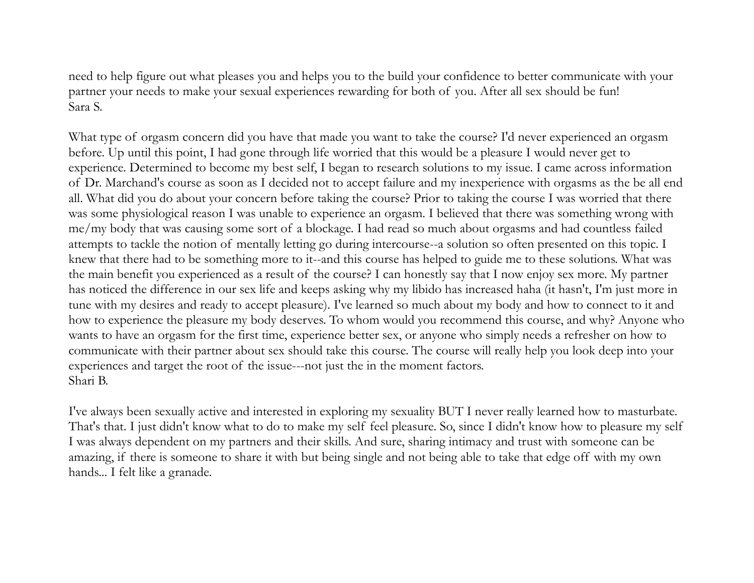need to help figure out what pleases you and helps you to the build your confidence to better communicate with your partner your needs to make your sexual experiences rewarding for both of you. After all sex should be fun!
Sara S.

What type of orgasm concern did you have that made you want to take the course? I'd never experienced an orgasm before. Up until this point, I had gone through life worried that this would be a pleasure I would never get to experience. Determined to become my best self, I began to research solutions to my issue. I came across information of Dr. Marchand's course as soon as I decided not to accept failure and my inexperience with orgasms as the be all end all. What did you do about your concern before taking the course? Prior to taking the course I was worried that there was some physiological reason I was unable to experience an orgasm. I believed that there was something wrong with me/my body that was causing some sort of a blockage. I had read so much about orgasms and had countless failed attempts to tackle the notion of mentally letting go during intercourse--a solution so often presented on this topic. I knew that there had to be something more to it--and this course has helped to guide me to these solutions. What was the main benefit you experienced as a result of the course? I can honestly say that I now enjoy sex more. My partner has noticed the difference in our sex life and keeps asking why my libido has increased haha (it hasn't, I'm just more in tune with my desires and ready to accept pleasure). I've learned so much about my body and how to connect to it and how to experience the pleasure my body deserves. To whom would you recommend this course, and why? Anyone who wants to have an orgasm for the first time, experience better sex, or anyone who simply needs a refresher on how to communicate with their partner about sex should take this course. The course will really help you look deep into your experiences and target the root of the issue---not just the in the moment factors.
Shari B.

I've always been sexually active and interested in exploring my sexuality BUT I never really learned how to masturbate. That's that. I just didn't know what to do to make my self feel pleasure. So, since I didn't know how to pleasure my self I was always dependent on my partners and their skills. And sure, sharing intimacy and trust with someone can be amazing, if there is someone to share it with but being single and not being able to take that edge off with my own hands... I felt like a granade.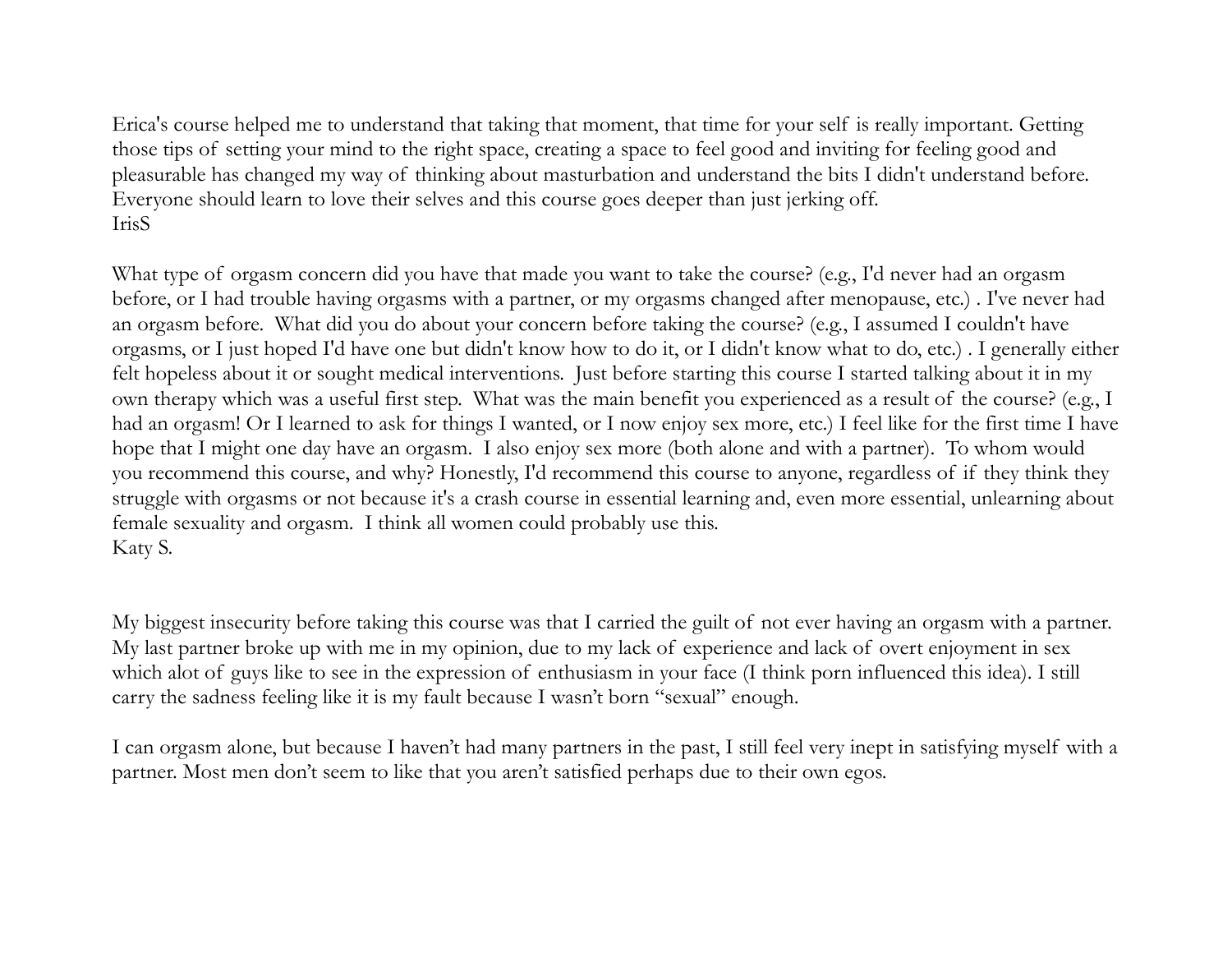Erica's course helped me to understand that taking that moment, that time for your self is really important. Getting those tips of setting your mind to the right space, creating a space to feel good and inviting for feeling good and pleasurable has changed my way of thinking about masturbation and understand the bits I didn't understand before. Everyone should learn to love their selves and this course goes deeper than just jerking off.
IrisS

What type of orgasm concern did you have that made you want to take the course? (e.g., I'd never had an orgasm before, or I had trouble having orgasms with a partner, or my orgasms changed after menopause, etc.) . I've never had an orgasm before.  What did you do about your concern before taking the course? (e.g., I assumed I couldn't have orgasms, or I just hoped I'd have one but didn't know how to do it, or I didn't know what to do, etc.) . I generally either felt hopeless about it or sought medical interventions.  Just before starting this course I started talking about it in my own therapy which was a useful first step.  What was the main benefit you experienced as a result of the course? (e.g., I had an orgasm! Or I learned to ask for things I wanted, or I now enjoy sex more, etc.) I feel like for the first time I have hope that I might one day have an orgasm.  I also enjoy sex more (both alone and with a partner).  To whom would you recommend this course, and why? Honestly, I'd recommend this course to anyone, regardless of if they think they struggle with orgasms or not because it's a crash course in essential learning and, even more essential, unlearning about female sexuality and orgasm.  I think all women could probably use this.
Katy S.

My biggest insecurity before taking this course was that I carried the guilt of not ever having an orgasm with a partner. My last partner broke up with me in my opinion, due to my lack of experience and lack of overt enjoyment in sex which alot of guys like to see in the expression of enthusiasm in your face (I think porn influenced this idea). I still carry the sadness feeling like it is my fault because I wasn't born "sexual" enough.

I can orgasm alone, but because I haven't had many partners in the past, I still feel very inept in satisfying myself with a partner. Most men don't seem to like that you aren't satisfied perhaps due to their own egos.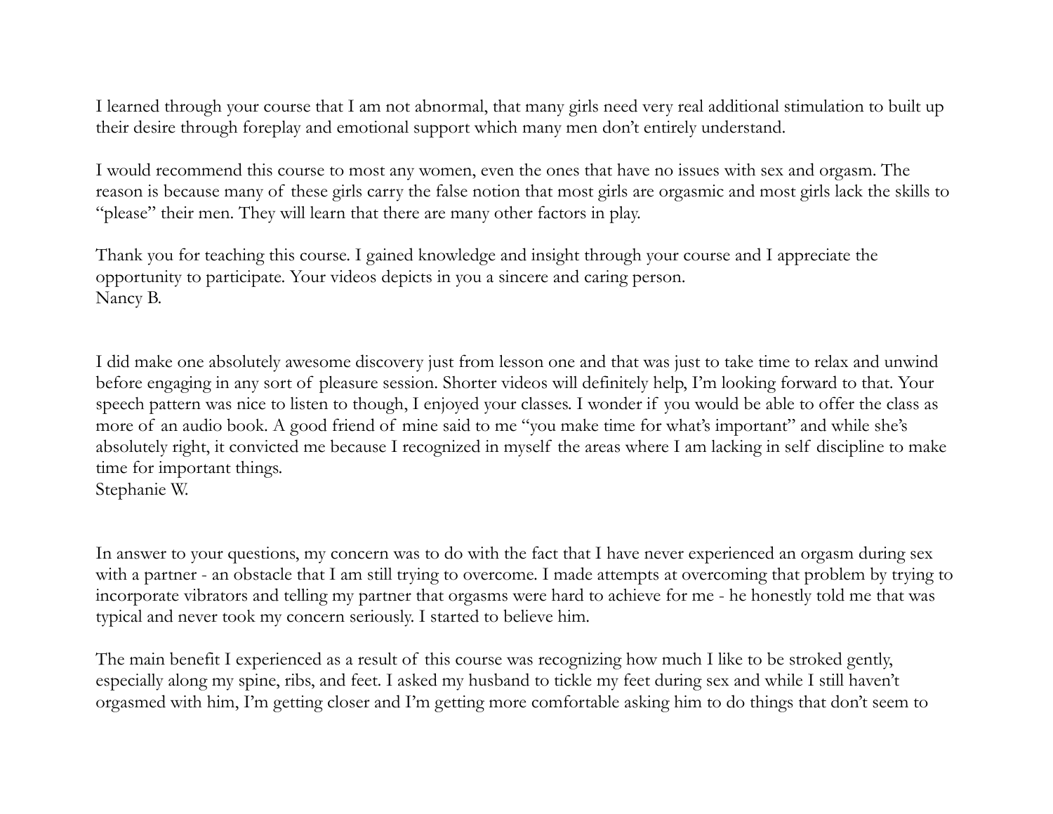I learned through your course that I am not abnormal, that many girls need very real additional stimulation to built up their desire through foreplay and emotional support which many men don't entirely understand.

I would recommend this course to most any women, even the ones that have no issues with sex and orgasm. The reason is because many of these girls carry the false notion that most girls are orgasmic and most girls lack the skills to "please" their men. They will learn that there are many other factors in play.

Thank you for teaching this course. I gained knowledge and insight through your course and I appreciate the opportunity to participate. Your videos depicts in you a sincere and caring person.
Nancy B.

I did make one absolutely awesome discovery just from lesson one and that was just to take time to relax and unwind before engaging in any sort of pleasure session. Shorter videos will definitely help, I'm looking forward to that. Your speech pattern was nice to listen to though, I enjoyed your classes. I wonder if you would be able to offer the class as more of an audio book. A good friend of mine said to me "you make time for what's important" and while she's absolutely right, it convicted me because I recognized in myself the areas where I am lacking in self discipline to make time for important things.
Stephanie W.

In answer to your questions, my concern was to do with the fact that I have never experienced an orgasm during sex with a partner - an obstacle that I am still trying to overcome. I made attempts at overcoming that problem by trying to incorporate vibrators and telling my partner that orgasms were hard to achieve for me - he honestly told me that was typical and never took my concern seriously. I started to believe him.

The main benefit I experienced as a result of this course was recognizing how much I like to be stroked gently, especially along my spine, ribs, and feet. I asked my husband to tickle my feet during sex and while I still haven't orgasmed with him, I'm getting closer and I'm getting more comfortable asking him to do things that don't seem to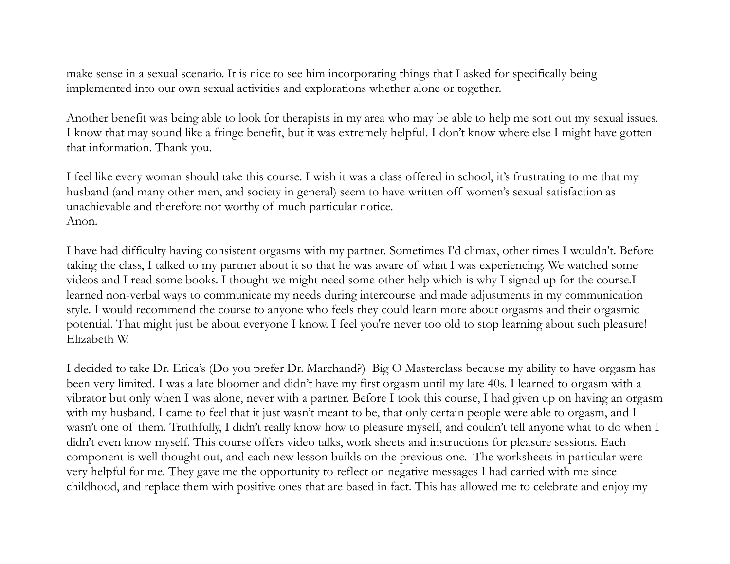make sense in a sexual scenario. It is nice to see him incorporating things that I asked for specifically being implemented into our own sexual activities and explorations whether alone or together.

Another benefit was being able to look for therapists in my area who may be able to help me sort out my sexual issues. I know that may sound like a fringe benefit, but it was extremely helpful. I don't know where else I might have gotten that information. Thank you.

I feel like every woman should take this course. I wish it was a class offered in school, it's frustrating to me that my husband (and many other men, and society in general) seem to have written off women's sexual satisfaction as unachievable and therefore not worthy of much particular notice.
Anon.

I have had difficulty having consistent orgasms with my partner. Sometimes I'd climax, other times I wouldn't. Before taking the class, I talked to my partner about it so that he was aware of what I was experiencing. We watched some videos and I read some books. I thought we might need some other help which is why I signed up for the course.I learned non-verbal ways to communicate my needs during intercourse and made adjustments in my communication style. I would recommend the course to anyone who feels they could learn more about orgasms and their orgasmic potential. That might just be about everyone I know. I feel you're never too old to stop learning about such pleasure!
Elizabeth W.

I decided to take Dr. Erica's (Do you prefer Dr. Marchand?) Big O Masterclass because my ability to have orgasm has been very limited. I was a late bloomer and didn't have my first orgasm until my late 40s. I learned to orgasm with a vibrator but only when I was alone, never with a partner. Before I took this course, I had given up on having an orgasm with my husband. I came to feel that it just wasn't meant to be, that only certain people were able to orgasm, and I wasn't one of them. Truthfully, I didn't really know how to pleasure myself, and couldn't tell anyone what to do when I didn't even know myself. This course offers video talks, work sheets and instructions for pleasure sessions. Each component is well thought out, and each new lesson builds on the previous one. The worksheets in particular were very helpful for me. They gave me the opportunity to reflect on negative messages I had carried with me since childhood, and replace them with positive ones that are based in fact. This has allowed me to celebrate and enjoy my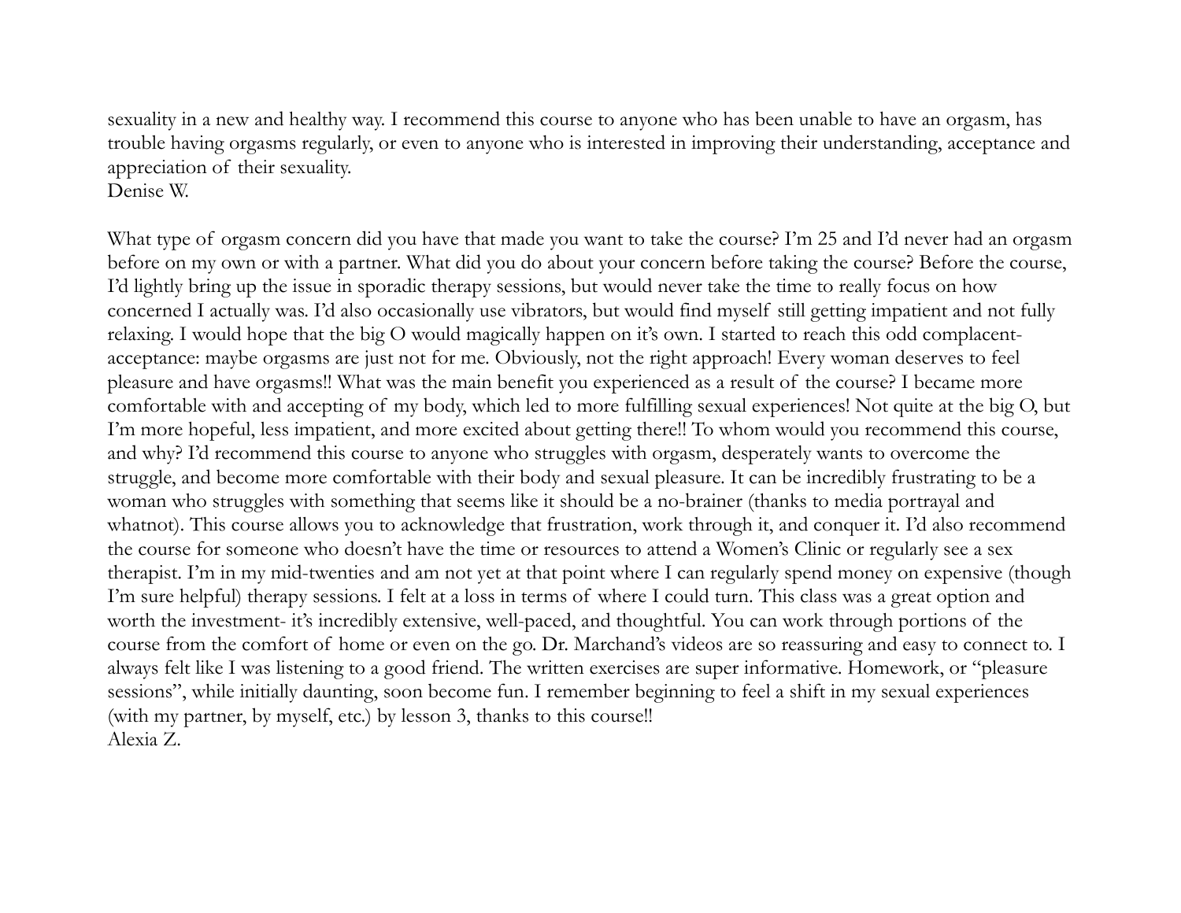sexuality in a new and healthy way. I recommend this course to anyone who has been unable to have an orgasm, has trouble having orgasms regularly, or even to anyone who is interested in improving their understanding, acceptance and appreciation of their sexuality.
Denise W.

What type of orgasm concern did you have that made you want to take the course? I'm 25 and I'd never had an orgasm before on my own or with a partner. What did you do about your concern before taking the course? Before the course, I'd lightly bring up the issue in sporadic therapy sessions, but would never take the time to really focus on how concerned I actually was. I'd also occasionally use vibrators, but would find myself still getting impatient and not fully relaxing. I would hope that the big O would magically happen on it's own. I started to reach this odd complacent-acceptance: maybe orgasms are just not for me. Obviously, not the right approach! Every woman deserves to feel pleasure and have orgasms!! What was the main benefit you experienced as a result of the course? I became more comfortable with and accepting of my body, which led to more fulfilling sexual experiences! Not quite at the big O, but I'm more hopeful, less impatient, and more excited about getting there!! To whom would you recommend this course, and why? I'd recommend this course to anyone who struggles with orgasm, desperately wants to overcome the struggle, and become more comfortable with their body and sexual pleasure. It can be incredibly frustrating to be a woman who struggles with something that seems like it should be a no-brainer (thanks to media portrayal and whatnot). This course allows you to acknowledge that frustration, work through it, and conquer it. I'd also recommend the course for someone who doesn't have the time or resources to attend a Women's Clinic or regularly see a sex therapist. I'm in my mid-twenties and am not yet at that point where I can regularly spend money on expensive (though I'm sure helpful) therapy sessions. I felt at a loss in terms of where I could turn. This class was a great option and worth the investment- it's incredibly extensive, well-paced, and thoughtful. You can work through portions of the course from the comfort of home or even on the go. Dr. Marchand's videos are so reassuring and easy to connect to. I always felt like I was listening to a good friend. The written exercises are super informative. Homework, or "pleasure sessions", while initially daunting, soon become fun. I remember beginning to feel a shift in my sexual experiences (with my partner, by myself, etc.) by lesson 3, thanks to this course!!
Alexia Z.